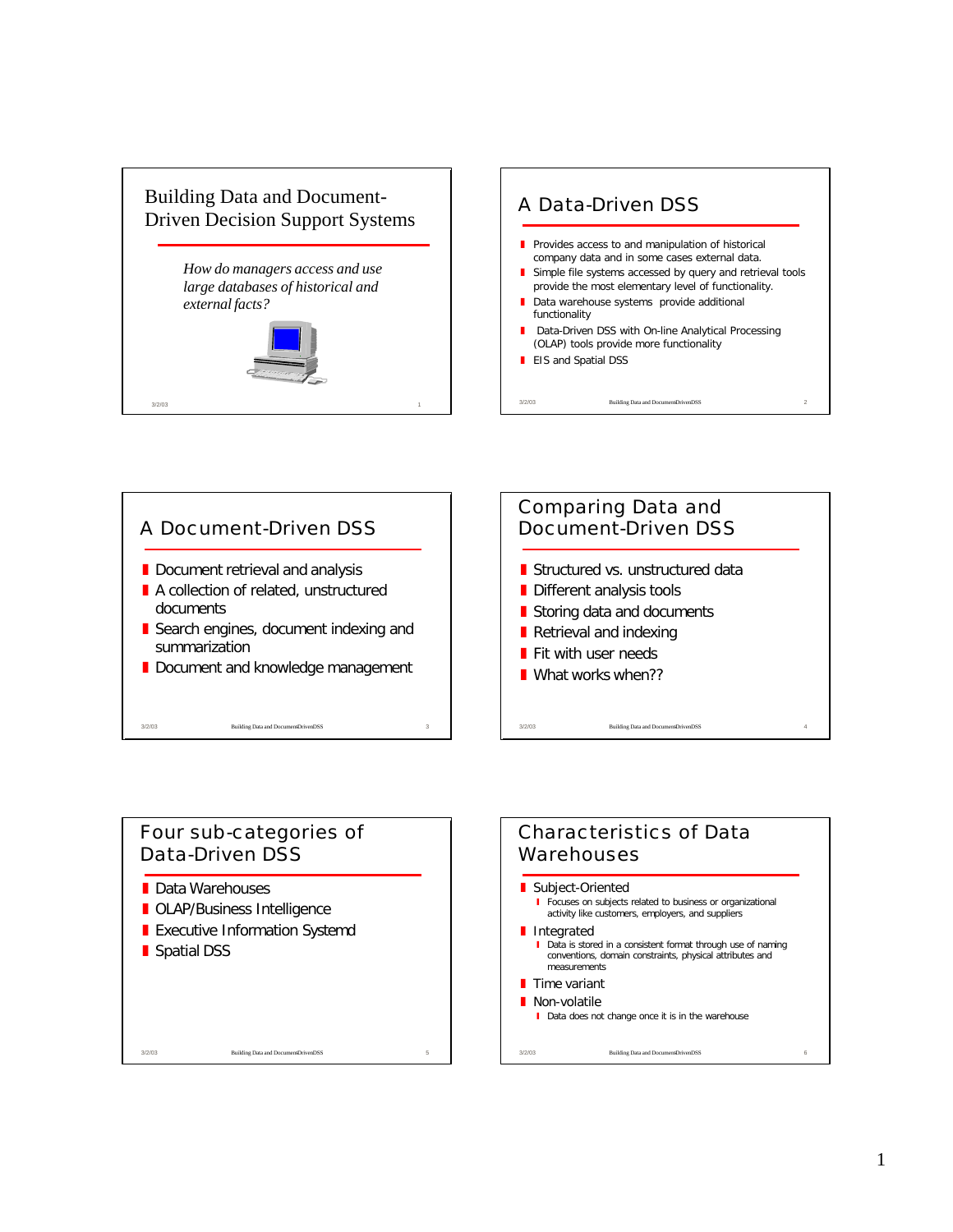# Building Data and Document-Driven Decision Support Systems

*How do managers access and use large databases of historical and external facts?*

## A Data-Driven DSS

- Provides access to and manipulation of historical company data and in some cases external data.
- Simple file systems accessed by query and retrieval tools provide the most elementary level of functionality.
- Data warehouse systems provide additional functionality
- Data-Driven DSS with On-line Analytical Processing (OLAP) tools provide more functionality
- EIS and Spatial DSS

## A Document-Driven DSS

- Document retrieval and analysis
- A collection of related, unstructured documents
- Search engines, document indexing and summarization
- Document and knowledge management

## Comparing Data and Document-Driven DSS

- Structured vs. unstructured data
- Different analysis tools
- Storing data and documents
- Retrieval and indexing
- Fit with user needs
- What works when??

## Four sub-categories of Data-Driven DSS

- Data Warehouses
- OLAP/Business Intelligence
- Executive Information Systemd
- Spatial DSS

## Characteristics of Data Warehouses

- Subject-Oriented
  - Focuses on subjects related to business or organizational activity like customers, employers, and suppliers
- Integrated
  - Data is stored in a consistent format through use of naming conventions, domain constraints, physical attributes and measurements
- Time variant
- Non-volatile
  - Data does not change once it is in the warehouse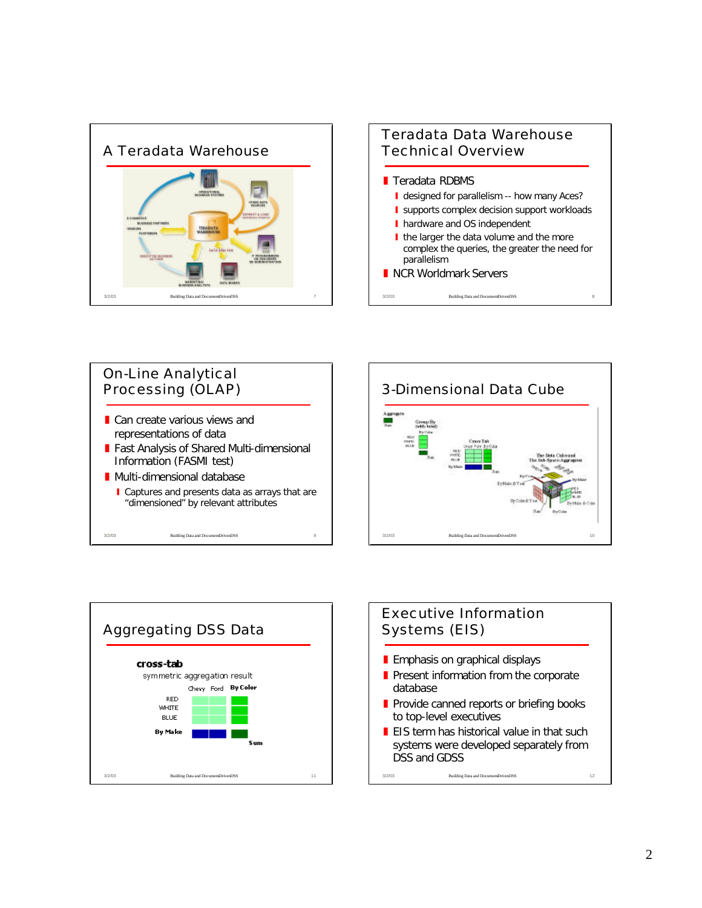## A Teradata Warehouse

## Teradata Data Warehouse Technical Overview

- Teradata RDBMS
  - designed for parallelism -- how many Aces?
  - supports complex decision support workloads
  - hardware and OS independent
  - the larger the data volume and the more complex the queries, the greater the need for parallelism
- NCR Worldmark Servers

## On-Line Analytical Processing (OLAP)

- Can create various views and representations of data
- Fast Analysis of Shared Multi-dimensional Information (FASMI test)
- Multi-dimensional database
  - Captures and presents data as arrays that are "dimensioned" by relevant attributes

## 3-Dimensional Data Cube

## Aggregating DSS Data

**cross-tab**

symmetric aggregation result

| | Chevy | Ford | By Color |
|---|---|---|---|
| RED | | | |
| WHITE | | | |
| BLUE | | | |
| By Make | | | |
| | | | Sum |

## Executive Information Systems (EIS)

- Emphasis on graphical displays
- Present information from the corporate database
- Provide canned reports or briefing books to top-level executives
- EIS term has historical value in that such systems were developed separately from DSS and GDSS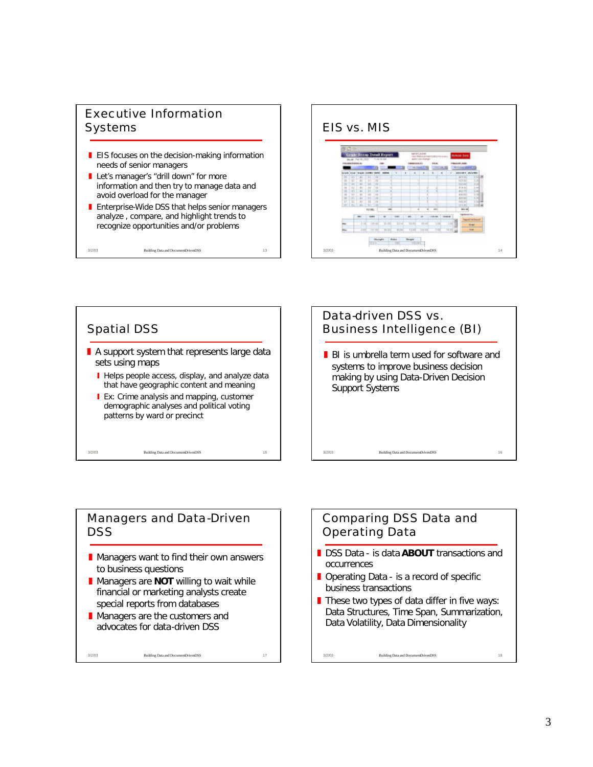## Executive Information Systems

- EIS focuses on the decision-making information needs of senior managers
- Let's manager's "drill down" for more information and then try to manage data and avoid overload for the manager
- Enterprise-Wide DSS that helps senior managers analyze , compare, and highlight trends to recognize opportunities and/or problems

## EIS vs. MIS

## Spatial DSS

- A support system that represents large data sets using maps
  - Helps people access, display, and analyze data that have geographic content and meaning
  - Ex: Crime analysis and mapping, customer demographic analyses and political voting patterns by ward or precinct

## Data-driven DSS vs. Business Intelligence (BI)

- BI is umbrella term used for software and systems to improve business decision making by using Data-Driven Decision Support Systems

## Managers and Data-Driven DSS

- Managers want to find their own answers to business questions
- Managers are **NOT** willing to wait while financial or marketing analysts create special reports from databases
- Managers are the customers and advocates for data-driven DSS

## Comparing DSS Data and Operating Data

- DSS Data - is data **ABOUT** transactions and occurrences
- Operating Data - is a record of specific business transactions
- These two types of data differ in five ways: Data Structures, Time Span, Summarization, Data Volatility, Data Dimensionality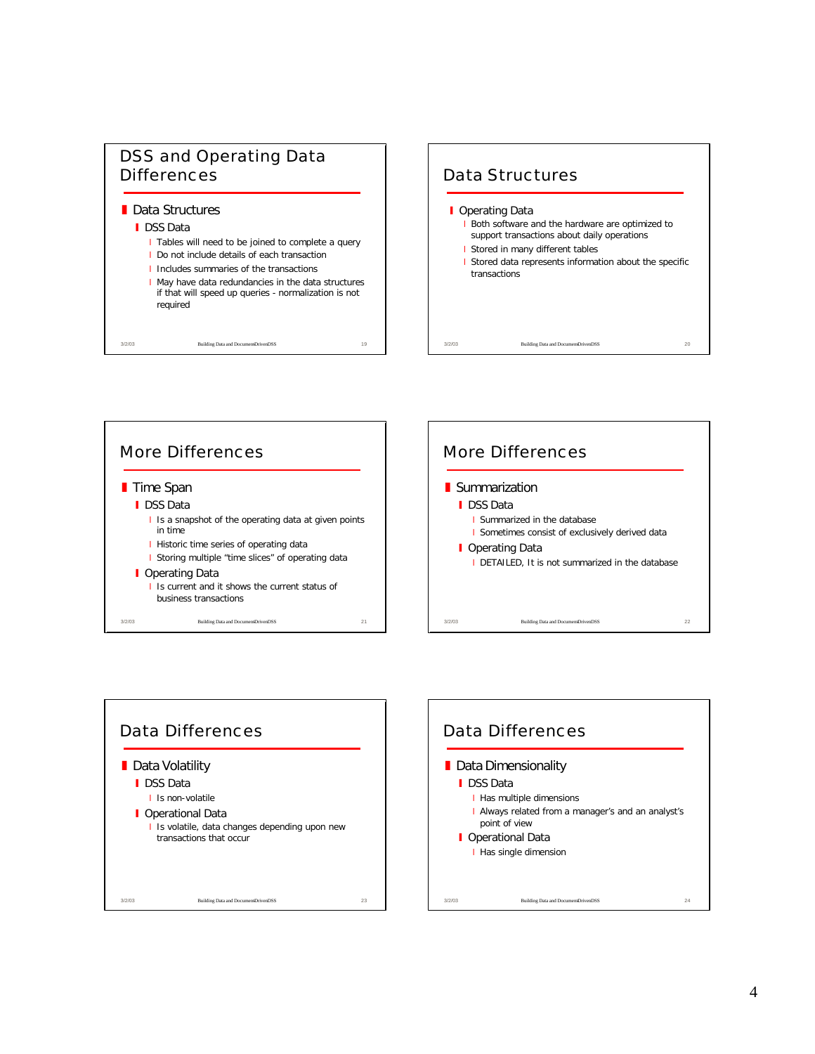## DSS and Operating Data Differences

- Data Structures
  - DSS Data
    - Tables will need to be joined to complete a query
    - Do not include details of each transaction
    - Includes summaries of the transactions
    - May have data redundancies in the data structures if that will speed up queries - normalization is not required

## Data Structures

- Operating Data
  - Both software and the hardware are optimized to support transactions about daily operations
  - Stored in many different tables
  - Stored data represents information about the specific transactions

## More Differences

- Time Span
  - DSS Data
    - Is a snapshot of the operating data at given points in time
    - Historic time series of operating data
    - Storing multiple "time slices" of operating data
  - Operating Data
    - Is current and it shows the current status of business transactions

## More Differences

- Summarization
  - DSS Data
    - Summarized in the database
    - Sometimes consist of exclusively derived data
  - Operating Data
    - DETAILED, It is not summarized in the database

## Data Differences

- Data Volatility
  - DSS Data
    - Is non-volatile
  - Operational Data
    - Is volatile, data changes depending upon new transactions that occur

## Data Differences

- Data Dimensionality
  - DSS Data
    - Has multiple dimensions
    - Always related from a manager's and an analyst's point of view
  - Operational Data
    - Has single dimension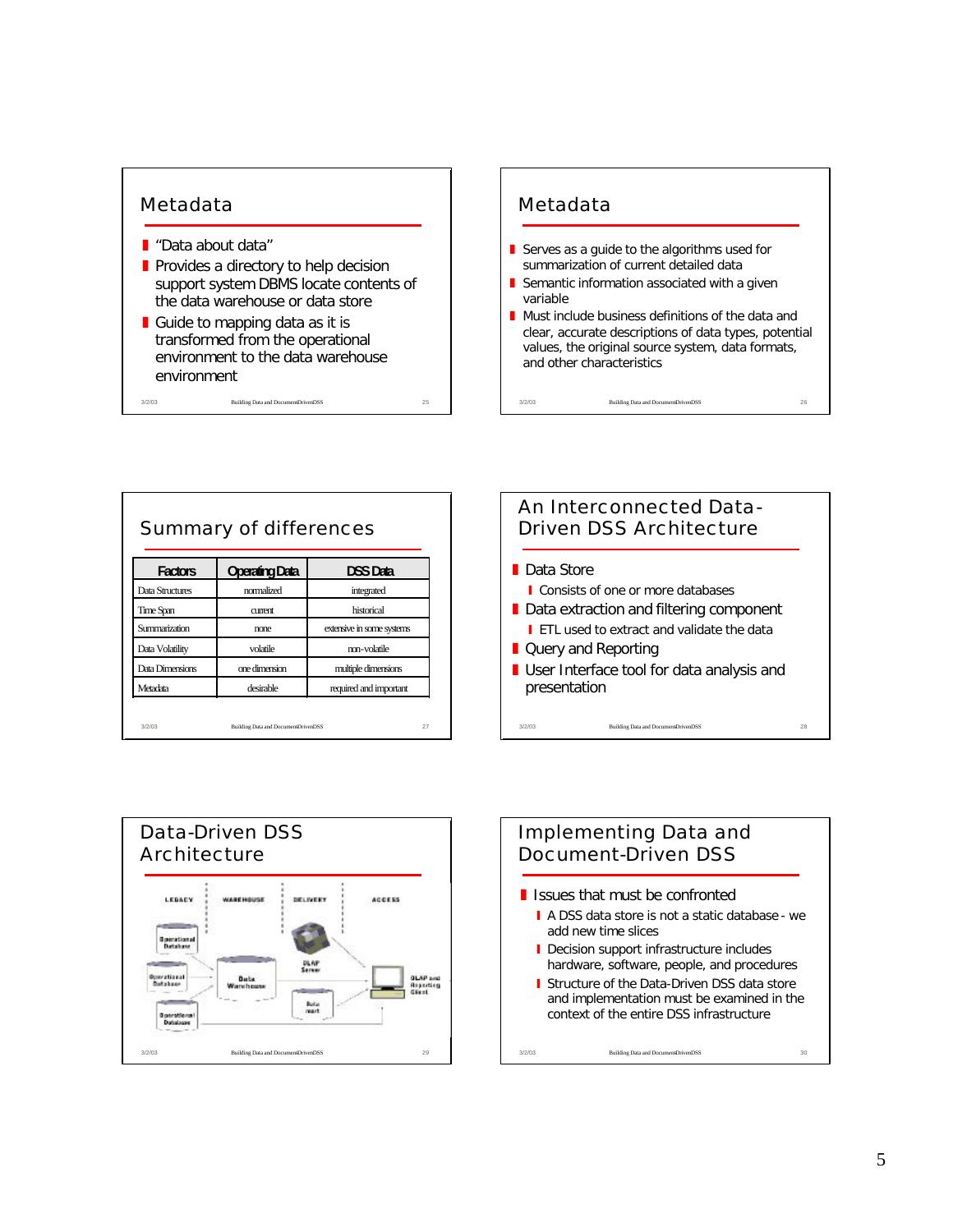## Metadata

- "Data about data"
- Provides a directory to help decision support system DBMS locate contents of the data warehouse or data store
- Guide to mapping data as it is transformed from the operational environment to the data warehouse environment

## Metadata

- Serves as a guide to the algorithms used for summarization of current detailed data
- Semantic information associated with a given variable
- Must include business definitions of the data and clear, accurate descriptions of data types, potential values, the original source system, data formats, and other characteristics

## Summary of differences

| Factors | Operating Data | DSS Data |
|---|---|---|
| Data Structures | normalized | integrated |
| Time Span | current | historical |
| Summarization | none | extensive in some systems |
| Data Volatility | volatile | non-volatile |
| Data Dimensions | one dimension | multiple dimensions |
| Metadata | desirable | required and important |

## An Interconnected Data-Driven DSS Architecture

- Data Store
  - Consists of one or more databases
- Data extraction and filtering component
  - ETL used to extract and validate the data
- Query and Reporting
- User Interface tool for data analysis and presentation

## Data-Driven DSS Architecture

LEGACY | WAREHOUSE | DELIVERY | ACCESS

Operational Database, Operational Database, Operational Database, Data Warehouse, OLAP Server, Data mart, OLAP and Reporting Client

## Implementing Data and Document-Driven DSS

- Issues that must be confronted
  - A DSS data store is not a static database - we add new time slices
  - Decision support infrastructure includes hardware, software, people, and procedures
  - Structure of the Data-Driven DSS data store and implementation must be examined in the context of the entire DSS infrastructure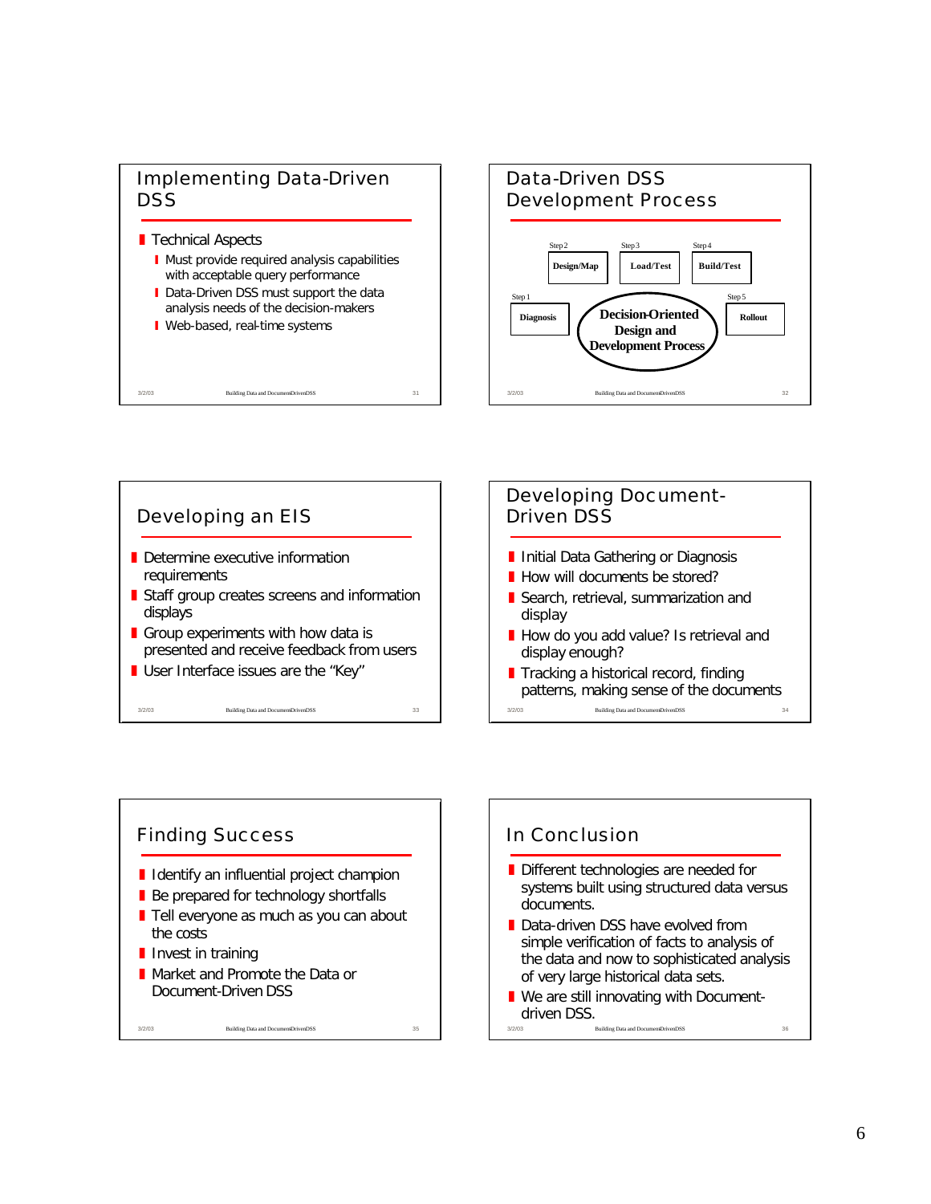## Implementing Data-Driven DSS

- Technical Aspects
  - Must provide required analysis capabilities with acceptable query performance
  - Data-Driven DSS must support the data analysis needs of the decision-makers
  - Web-based, real-time systems

## Data-Driven DSS Development Process

Step 1: Diagnosis

Step 2: Design/Map

Step 3: Load/Test

Step 4: Build/Test

Step 5: Rollout

Decision-Oriented Design and Development Process

## Developing an EIS

- Determine executive information requirements
- Staff group creates screens and information displays
- Group experiments with how data is presented and receive feedback from users
- User Interface issues are the "Key"

## Developing Document-Driven DSS

- Initial Data Gathering or Diagnosis
- How will documents be stored?
- Search, retrieval, summarization and display
- How do you add value? Is retrieval and display enough?
- Tracking a historical record, finding patterns, making sense of the documents

## Finding Success

- Identify an influential project champion
- Be prepared for technology shortfalls
- Tell everyone as much as you can about the costs
- Invest in training
- Market and Promote the Data or Document-Driven DSS

## In Conclusion

- Different technologies are needed for systems built using structured data versus documents.
- Data-driven DSS have evolved from simple verification of facts to analysis of the data and now to sophisticated analysis of very large historical data sets.
- We are still innovating with Document-driven DSS.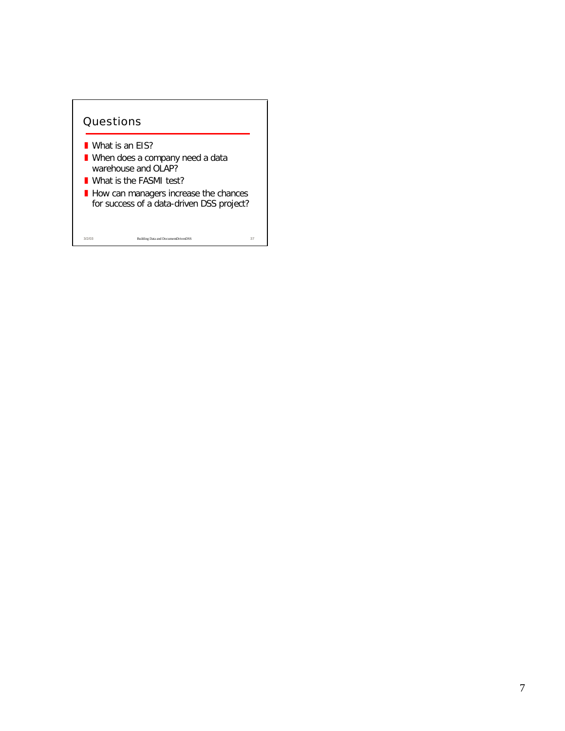## Questions

- What is an EIS?
- When does a company need a data warehouse and OLAP?
- What is the FASMI test?
- How can managers increase the chances for success of a data-driven DSS project?